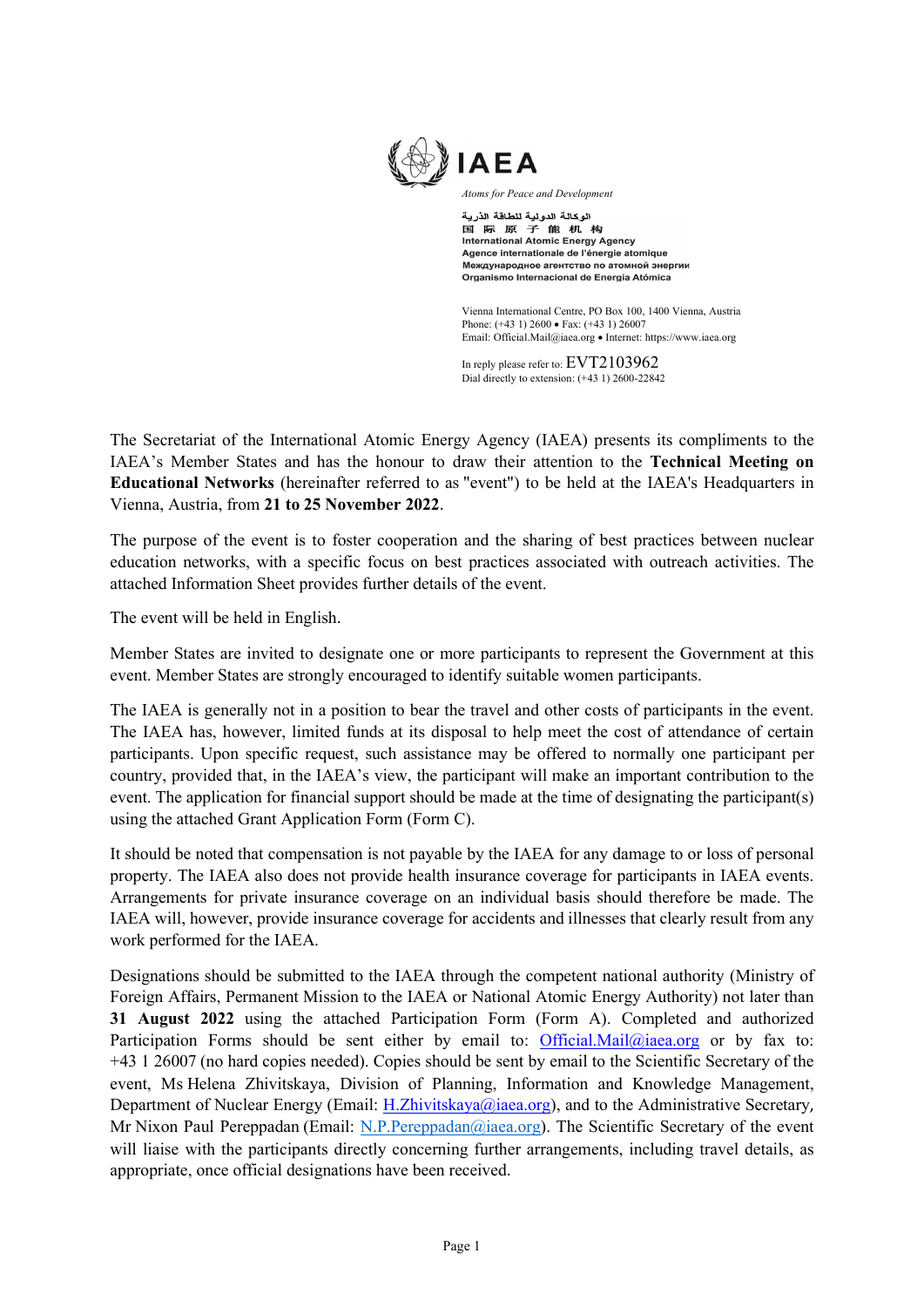**IAEA**

*Atoms for Peace and Development*

الوكالة الدولية للطاقة الذرية
国 际 原 子 能 机 构
International Atomic Energy Agency
Agence internationale de l'énergie atomique
Международное агентство по атомной энергии
Organismo Internacional de Energía Atómica

Vienna International Centre, PO Box 100, 1400 Vienna, Austria
Phone: (+43 1) 2600 • Fax: (+43 1) 26007
Email: Official.Mail@iaea.org • Internet: https://www.iaea.org

In reply please refer to: EVT2103962
Dial directly to extension: (+43 1) 2600-22842

The Secretariat of the International Atomic Energy Agency (IAEA) presents its compliments to the IAEA's Member States and has the honour to draw their attention to the **Technical Meeting on Educational Networks** (hereinafter referred to as "event") to be held at the IAEA's Headquarters in Vienna, Austria, from **21 to 25 November 2022**.

The purpose of the event is to foster cooperation and the sharing of best practices between nuclear education networks, with a specific focus on best practices associated with outreach activities. The attached Information Sheet provides further details of the event.

The event will be held in English.

Member States are invited to designate one or more participants to represent the Government at this event. Member States are strongly encouraged to identify suitable women participants.

The IAEA is generally not in a position to bear the travel and other costs of participants in the event. The IAEA has, however, limited funds at its disposal to help meet the cost of attendance of certain participants. Upon specific request, such assistance may be offered to normally one participant per country, provided that, in the IAEA's view, the participant will make an important contribution to the event. The application for financial support should be made at the time of designating the participant(s) using the attached Grant Application Form (Form C).

It should be noted that compensation is not payable by the IAEA for any damage to or loss of personal property. The IAEA also does not provide health insurance coverage for participants in IAEA events. Arrangements for private insurance coverage on an individual basis should therefore be made. The IAEA will, however, provide insurance coverage for accidents and illnesses that clearly result from any work performed for the IAEA.

Designations should be submitted to the IAEA through the competent national authority (Ministry of Foreign Affairs, Permanent Mission to the IAEA or National Atomic Energy Authority) not later than **31 August 2022** using the attached Participation Form (Form A). Completed and authorized Participation Forms should be sent either by email to: Official.Mail@iaea.org or by fax to: +43 1 26007 (no hard copies needed). Copies should be sent by email to the Scientific Secretary of the event, Ms Helena Zhivitskaya, Division of Planning, Information and Knowledge Management, Department of Nuclear Energy (Email: H.Zhivitskaya@iaea.org), and to the Administrative Secretary, Mr Nixon Paul Pereppadan (Email: N.P.Pereppadan@iaea.org). The Scientific Secretary of the event will liaise with the participants directly concerning further arrangements, including travel details, as appropriate, once official designations have been received.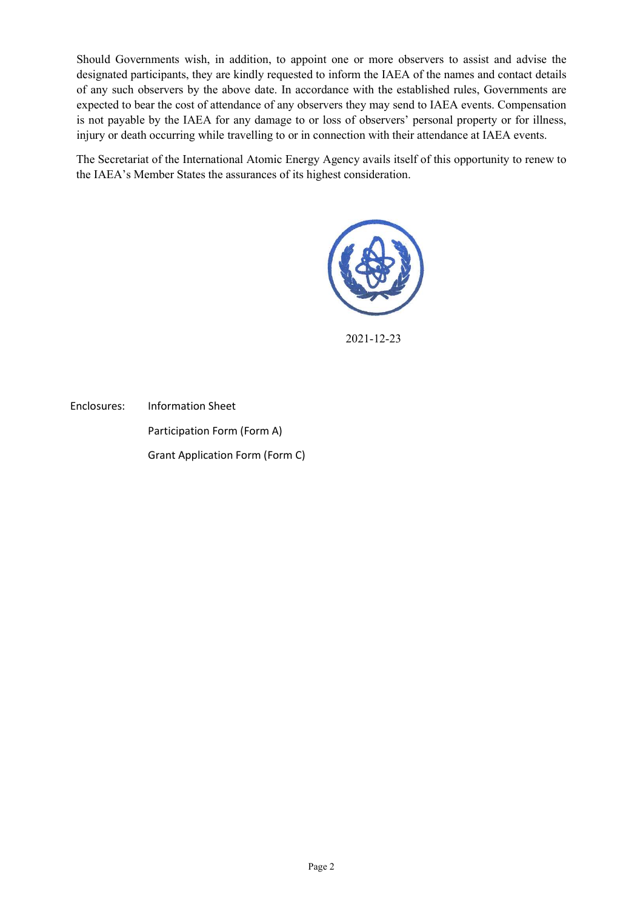Should Governments wish, in addition, to appoint one or more observers to assist and advise the designated participants, they are kindly requested to inform the IAEA of the names and contact details of any such observers by the above date. In accordance with the established rules, Governments are expected to bear the cost of attendance of any observers they may send to IAEA events. Compensation is not payable by the IAEA for any damage to or loss of observers' personal property or for illness, injury or death occurring while travelling to or in connection with their attendance at IAEA events.

The Secretariat of the International Atomic Energy Agency avails itself of this opportunity to renew to the IAEA's Member States the assurances of its highest consideration.

2021-12-23

Enclosures: Information Sheet

Participation Form (Form A)

Grant Application Form (Form C)